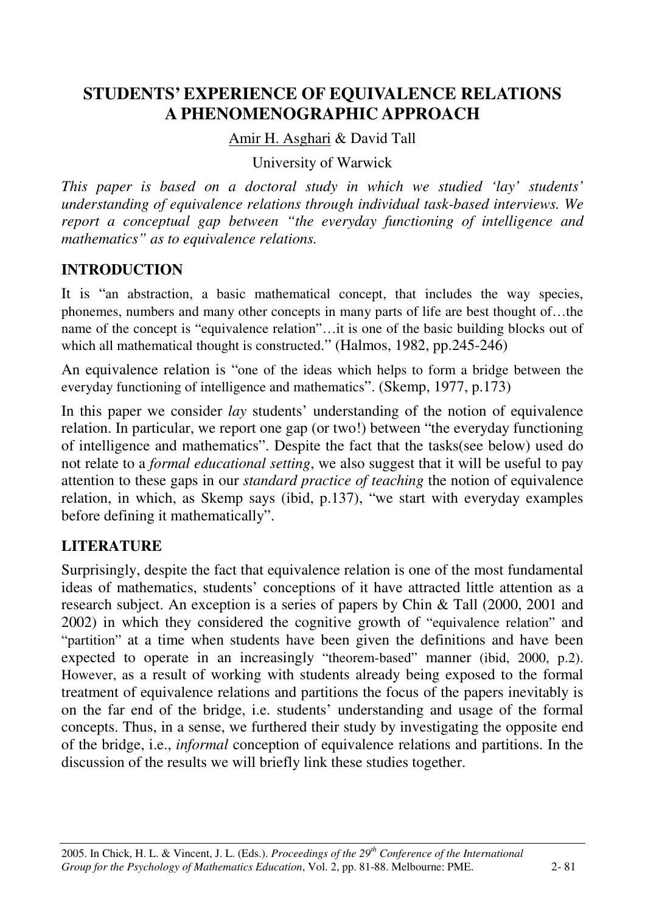# STUDENTS' EXPERIENCE OF EQUIVALENCE RELATIONS A PHENOMENOGRAPHIC APPROACH

Amir H. Asghari & David Tall

University of Warwick

*This paper is based on a doctoral study in which we studied 'lay' students' understanding of equivalence relations through individual task-based interviews. We report a conceptual gap between "the everyday functioning of intelligence and mathematics" as to equivalence relations.*

## INTRODUCTION

It is "an abstraction, a basic mathematical concept, that includes the way species, phonemes, numbers and many other concepts in many parts of life are best thought of…the name of the concept is "equivalence relation"…it is one of the basic building blocks out of which all mathematical thought is constructed." (Halmos, 1982, pp.245-246)

An equivalence relation is "one of the ideas which helps to form a bridge between the everyday functioning of intelligence and mathematics". (Skemp, 1977, p.173)

In this paper we consider *lay* students' understanding of the notion of equivalence relation. In particular, we report one gap (or two!) between "the everyday functioning of intelligence and mathematics". Despite the fact that the tasks(see below) used do not relate to a *formal educational setting*, we also suggest that it will be useful to pay attention to these gaps in our *standard practice of teaching* the notion of equivalence relation, in which, as Skemp says (ibid, p.137), "we start with everyday examples before defining it mathematically".

## LITERATURE

Surprisingly, despite the fact that equivalence relation is one of the most fundamental ideas of mathematics, students' conceptions of it have attracted little attention as a research subject. An exception is a series of papers by Chin & Tall (2000, 2001 and 2002) in which they considered the cognitive growth of "equivalence relation" and "partition" at a time when students have been given the definitions and have been expected to operate in an increasingly "theorem-based" manner (ibid, 2000, p.2). However, as a result of working with students already being exposed to the formal treatment of equivalence relations and partitions the focus of the papers inevitably is on the far end of the bridge, i.e. students' understanding and usage of the formal concepts. Thus, in a sense, we furthered their study by investigating the opposite end of the bridge, i.e., *informal* conception of equivalence relations and partitions. In the discussion of the results we will briefly link these studies together.

2005. In Chick, H. L. & Vincent, J. L. (Eds.). *Proceedings of the 29th Conference of the International Group for the Psychology of Mathematics Education*, Vol. 2, pp. 81-88. Melbourne: PME.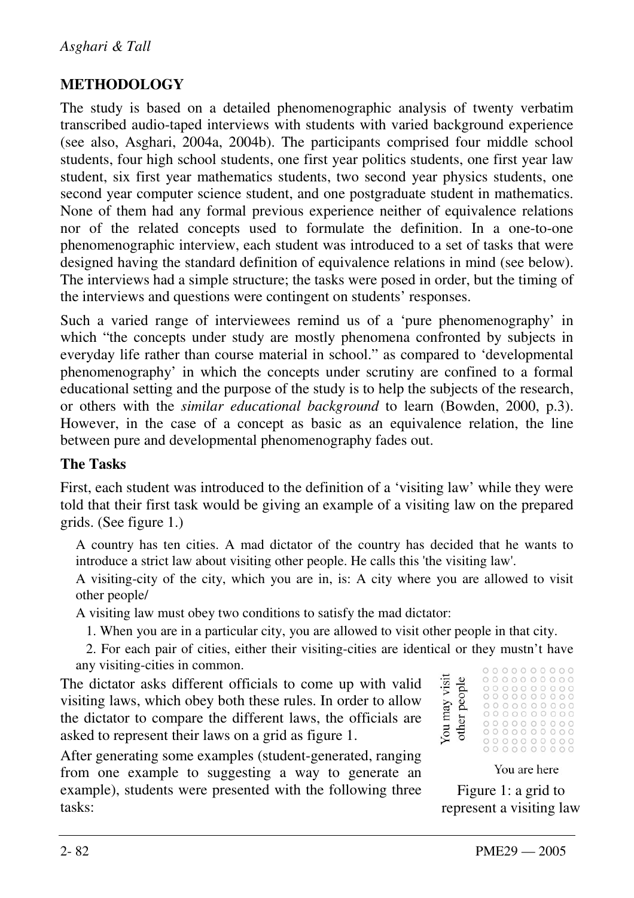## METHODOLOGY

The study is based on a detailed phenomenographic analysis of twenty verbatim transcribed audio-taped interviews with students with varied background experience (see also, Asghari, 2004a, 2004b). The participants comprised four middle school students, four high school students, one first year politics students, one first year law student, six first year mathematics students, two second year physics students, one second year computer science student, and one postgraduate student in mathematics. None of them had any formal previous experience neither of equivalence relations nor of the related concepts used to formulate the definition. In a one-to-one phenomenographic interview, each student was introduced to a set of tasks that were designed having the standard definition of equivalence relations in mind (see below). The interviews had a simple structure; the tasks were posed in order, but the timing of the interviews and questions were contingent on students' responses.

Such a varied range of interviewees remind us of a 'pure phenomenography' in which "the concepts under study are mostly phenomena confronted by subjects in everyday life rather than course material in school." as compared to 'developmental phenomenography' in which the concepts under scrutiny are confined to a formal educational setting and the purpose of the study is to help the subjects of the research, or others with the *similar educational background* to learn (Bowden, 2000, p.3). However, in the case of a concept as basic as an equivalence relation, the line between pure and developmental phenomenography fades out.

### The Tasks

First, each student was introduced to the definition of a 'visiting law' while they were told that their first task would be giving an example of a visiting law on the prepared grids. (See figure 1.)

> A country has ten cities. A mad dictator of the country has decided that he wants to introduce a strict law about visiting other people. He calls this 'the visiting law'.
>
> A visiting-city of the city, which you are in, is: A city where you are allowed to visit other people/
>
> A visiting law must obey two conditions to satisfy the mad dictator:
>
> 1. When you are in a particular city, you are allowed to visit other people in that city.
> 2. For each pair of cities, either their visiting-cities are identical or they mustn't have any visiting-cities in common.

The dictator asks different officials to come up with valid visiting laws, which obey both these rules. In order to allow the dictator to compare the different laws, the officials are asked to represent their laws on a grid as figure 1.

You may visit other people

You are here

Figure 1: a grid to represent a visiting law

After generating some examples (student-generated, ranging from one example to suggesting a way to generate an example), students were presented with the following three tasks: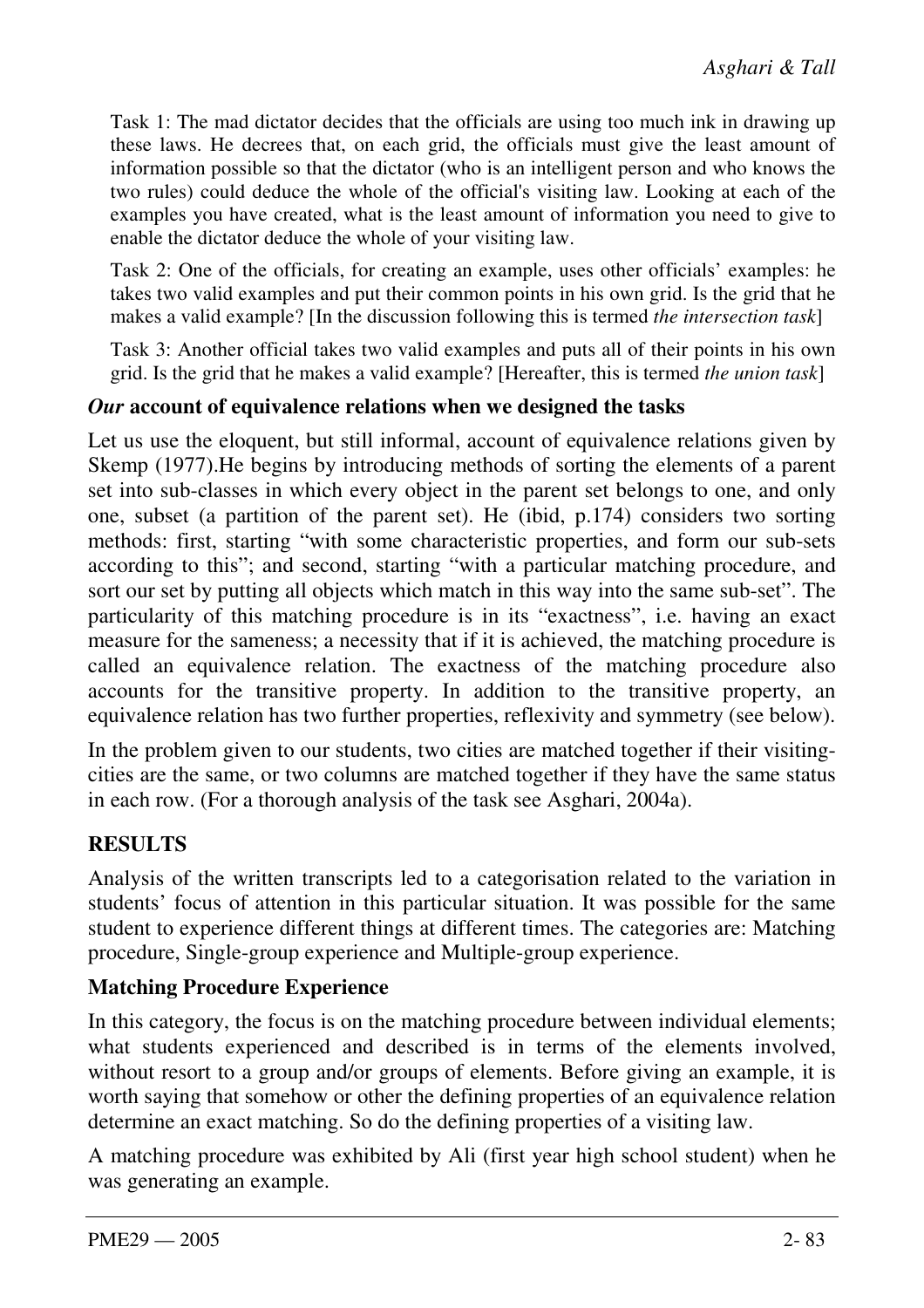Task 1: The mad dictator decides that the officials are using too much ink in drawing up these laws. He decrees that, on each grid, the officials must give the least amount of information possible so that the dictator (who is an intelligent person and who knows the two rules) could deduce the whole of the official's visiting law. Looking at each of the examples you have created, what is the least amount of information you need to give to enable the dictator deduce the whole of your visiting law.

Task 2: One of the officials, for creating an example, uses other officials' examples: he takes two valid examples and put their common points in his own grid. Is the grid that he makes a valid example? [In the discussion following this is termed *the intersection task*]

Task 3: Another official takes two valid examples and puts all of their points in his own grid. Is the grid that he makes a valid example? [Hereafter, this is termed *the union task*]

### ***Our*** **account of equivalence relations when we designed the tasks**

Let us use the eloquent, but still informal, account of equivalence relations given by Skemp (1977).He begins by introducing methods of sorting the elements of a parent set into sub-classes in which every object in the parent set belongs to one, and only one, subset (a partition of the parent set). He (ibid, p.174) considers two sorting methods: first, starting "with some characteristic properties, and form our sub-sets according to this"; and second, starting "with a particular matching procedure, and sort our set by putting all objects which match in this way into the same sub-set". The particularity of this matching procedure is in its "exactness", i.e. having an exact measure for the sameness; a necessity that if it is achieved, the matching procedure is called an equivalence relation. The exactness of the matching procedure also accounts for the transitive property. In addition to the transitive property, an equivalence relation has two further properties, reflexivity and symmetry (see below).

In the problem given to our students, two cities are matched together if their visiting-cities are the same, or two columns are matched together if they have the same status in each row. (For a thorough analysis of the task see Asghari, 2004a).

## RESULTS

Analysis of the written transcripts led to a categorisation related to the variation in students' focus of attention in this particular situation. It was possible for the same student to experience different things at different times. The categories are: Matching procedure, Single-group experience and Multiple-group experience.

### Matching Procedure Experience

In this category, the focus is on the matching procedure between individual elements; what students experienced and described is in terms of the elements involved, without resort to a group and/or groups of elements. Before giving an example, it is worth saying that somehow or other the defining properties of an equivalence relation determine an exact matching. So do the defining properties of a visiting law.

A matching procedure was exhibited by Ali (first year high school student) when he was generating an example.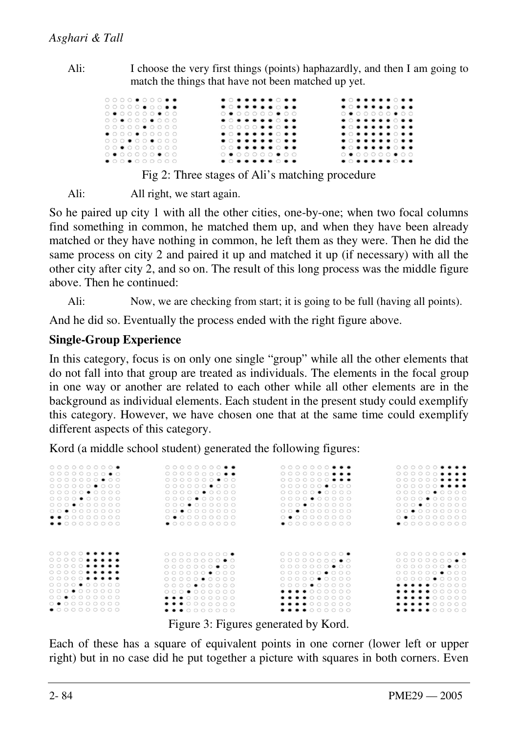Ali: I choose the very first things (points) haphazardly, and then I am going to match the things that have not been matched up yet.

Fig 2: Three stages of Ali's matching procedure

Ali: All right, we start again.

So he paired up city 1 with all the other cities, one-by-one; when two focal columns find something in common, he matched them up, and when they have been already matched or they have nothing in common, he left them as they were. Then he did the same process on city 2 and paired it up and matched it up (if necessary) with all the other city after city 2, and so on. The result of this long process was the middle figure above. Then he continued:

Ali: Now, we are checking from start; it is going to be full (having all points).

And he did so. Eventually the process ended with the right figure above.

**Single-Group Experience**

In this category, focus is on only one single "group" while all the other elements that do not fall into that group are treated as individuals. The elements in the focal group in one way or another are related to each other while all other elements are in the background as individual elements. Each student in the present study could exemplify this category. However, we have chosen one that at the same time could exemplify different aspects of this category.

Kord (a middle school student) generated the following figures:

Figure 3: Figures generated by Kord.

Each of these has a square of equivalent points in one corner (lower left or upper right) but in no case did he put together a picture with squares in both corners. Even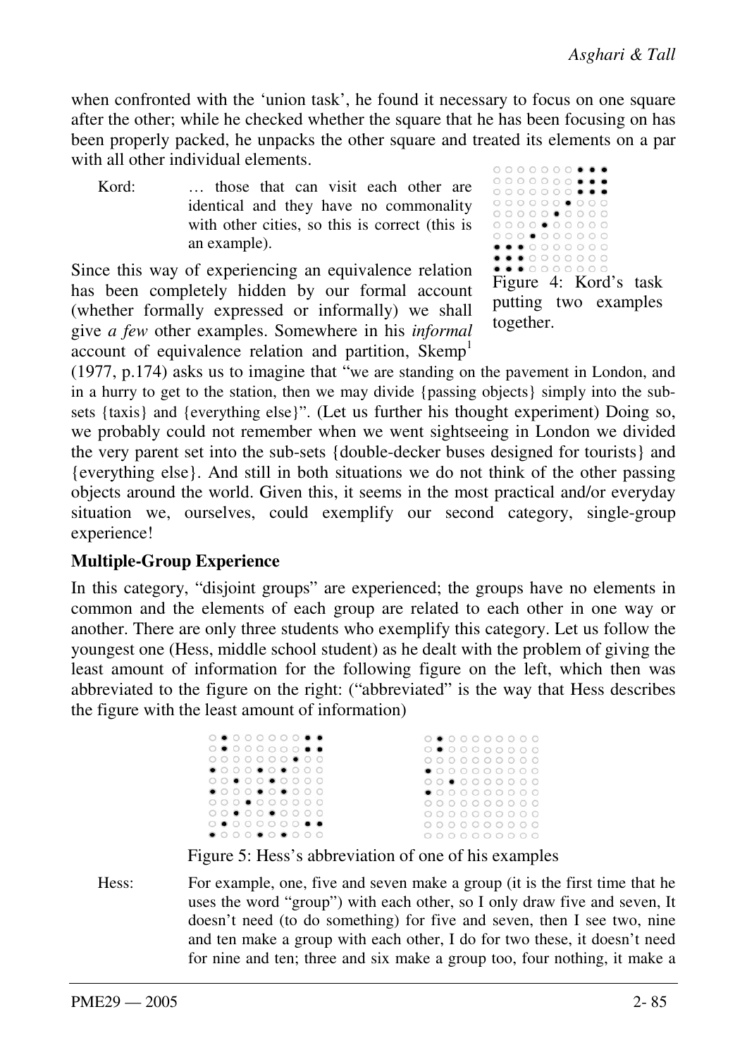when confronted with the 'union task', he found it necessary to focus on one square after the other; while he checked whether the square that he has been focusing on has been properly packed, he unpacks the other square and treated its elements on a par with all other individual elements.

Kord: … those that can visit each other are identical and they have no commonality with other cities, so this is correct (this is an example).

Figure 4: Kord's task putting two examples together.

Since this way of experiencing an equivalence relation has been completely hidden by our formal account (whether formally expressed or informally) we shall give *a few* other examples. Somewhere in his *informal* account of equivalence relation and partition, Skemp[1] (1977, p.174) asks us to imagine that "we are standing on the pavement in London, and in a hurry to get to the station, then we may divide {passing objects} simply into the sub-sets {taxis} and {everything else}". (Let us further his thought experiment) Doing so, we probably could not remember when we went sightseeing in London we divided the very parent set into the sub-sets {double-decker buses designed for tourists} and {everything else}. And still in both situations we do not think of the other passing objects around the world. Given this, it seems in the most practical and/or everyday situation we, ourselves, could exemplify our second category, single-group experience!

**Multiple-Group Experience**

In this category, "disjoint groups" are experienced; the groups have no elements in common and the elements of each group are related to each other in one way or another. There are only three students who exemplify this category. Let us follow the youngest one (Hess, middle school student) as he dealt with the problem of giving the least amount of information for the following figure on the left, which then was abbreviated to the figure on the right: ("abbreviated" is the way that Hess describes the figure with the least amount of information)

Figure 5: Hess's abbreviation of one of his examples

Hess: For example, one, five and seven make a group (it is the first time that he uses the word "group") with each other, so I only draw five and seven, It doesn't need (to do something) for five and seven, then I see two, nine and ten make a group with each other, I do for two these, it doesn't need for nine and ten; three and six make a group too, four nothing, it make a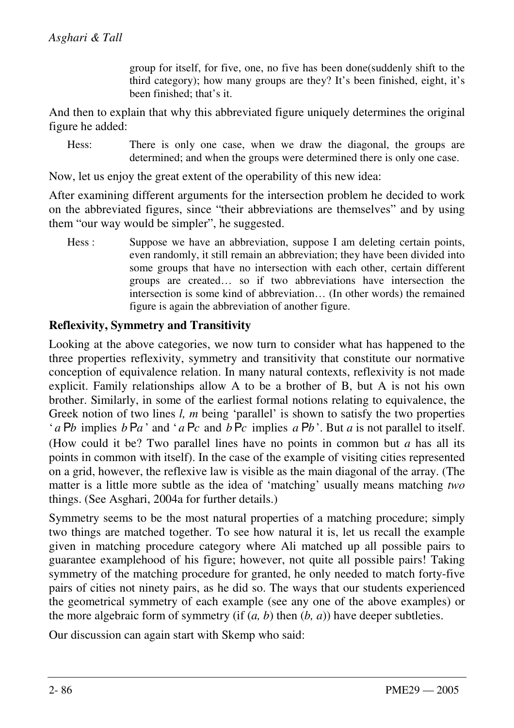group for itself, for five, one, no five has been done(suddenly shift to the third category); how many groups are they? It's been finished, eight, it's been finished; that's it.

And then to explain that why this abbreviated figure uniquely determines the original figure he added:

> Hess: There is only one case, when we draw the diagonal, the groups are determined; and when the groups were determined there is only one case.

Now, let us enjoy the great extent of the operability of this new idea:

After examining different arguments for the intersection problem he decided to work on the abbreviated figures, since "their abbreviations are themselves" and by using them "our way would be simpler", he suggested.

> Hess : Suppose we have an abbreviation, suppose I am deleting certain points, even randomly, it still remain an abbreviation; they have been divided into some groups that have no intersection with each other, certain different groups are created… so if two abbreviations have intersection the intersection is some kind of abbreviation… (In other words) the remained figure is again the abbreviation of another figure.

**Reflexivity, Symmetry and Transitivity**

Looking at the above categories, we now turn to consider what has happened to the three properties reflexivity, symmetry and transitivity that constitute our normative conception of equivalence relation. In many natural contexts, reflexivity is not made explicit. Family relationships allow A to be a brother of B, but A is not his own brother. Similarly, in some of the earliest formal notions relating to equivalence, the Greek notion of two lines *l, m* being 'parallel' is shown to satisfy the two properties '$a\,\mathsf{P}b$ implies $b\,\mathsf{P}a$' and '$a\,\mathsf{P}c$ and $b\,\mathsf{P}c$ implies $a\,\mathsf{P}b$'. But *a* is not parallel to itself. (How could it be? Two parallel lines have no points in common but *a* has all its points in common with itself). In the case of the example of visiting cities represented on a grid, however, the reflexive law is visible as the main diagonal of the array. (The matter is a little more subtle as the idea of 'matching' usually means matching *two* things. (See Asghari, 2004a for further details.)

Symmetry seems to be the most natural properties of a matching procedure; simply two things are matched together. To see how natural it is, let us recall the example given in matching procedure category where Ali matched up all possible pairs to guarantee examplehood of his figure; however, not quite all possible pairs! Taking symmetry of the matching procedure for granted, he only needed to match forty-five pairs of cities not ninety pairs, as he did so. The ways that our students experienced the geometrical symmetry of each example (see any one of the above examples) or the more algebraic form of symmetry (if $(a, b)$ then $(b, a)$) have deeper subtleties.

Our discussion can again start with Skemp who said: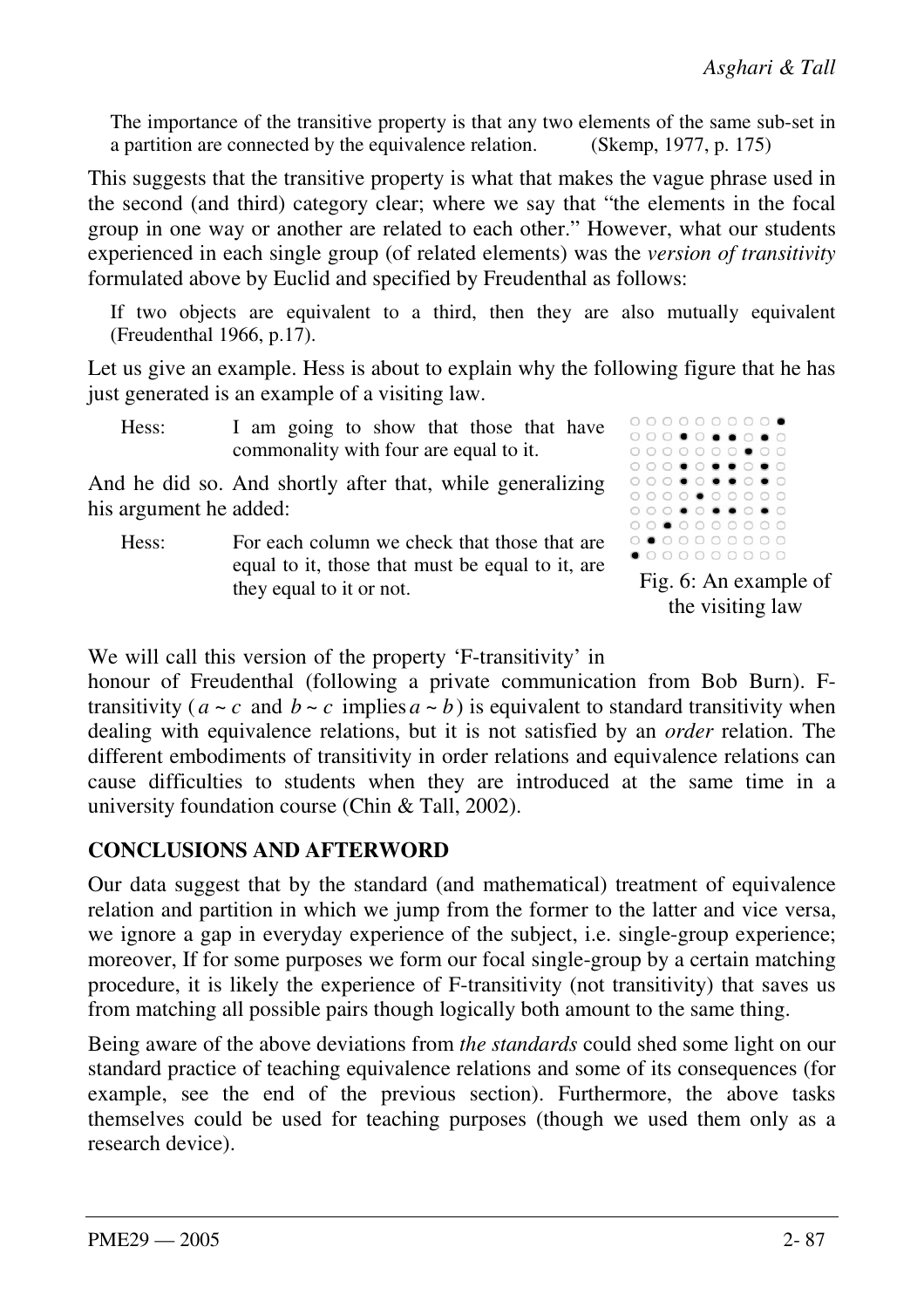> The importance of the transitive property is that any two elements of the same sub-set in a partition are connected by the equivalence relation. (Skemp, 1977, p. 175)

This suggests that the transitive property is what that makes the vague phrase used in the second (and third) category clear; where we say that "the elements in the focal group in one way or another are related to each other." However, what our students experienced in each single group (of related elements) was the *version of transitivity* formulated above by Euclid and specified by Freudenthal as follows:

> If two objects are equivalent to a third, then they are also mutually equivalent (Freudenthal 1966, p.17).

Let us give an example. Hess is about to explain why the following figure that he has just generated is an example of a visiting law.

> Hess: I am going to show that those that have commonality with four are equal to it.

And he did so. And shortly after that, while generalizing his argument he added:

> Hess: For each column we check that those that are equal to it, those that must be equal to it, are they equal to it or not.

Fig. 6: An example of the visiting law

We will call this version of the property 'F-transitivity' in honour of Freudenthal (following a private communication from Bob Burn). F-transitivity ($a \sim c$ and $b \sim c$ implies $a \sim b$) is equivalent to standard transitivity when dealing with equivalence relations, but it is not satisfied by an *order* relation. The different embodiments of transitivity in order relations and equivalence relations can cause difficulties to students when they are introduced at the same time in a university foundation course (Chin & Tall, 2002).

## CONCLUSIONS AND AFTERWORD

Our data suggest that by the standard (and mathematical) treatment of equivalence relation and partition in which we jump from the former to the latter and vice versa, we ignore a gap in everyday experience of the subject, i.e. single-group experience; moreover, If for some purposes we form our focal single-group by a certain matching procedure, it is likely the experience of F-transitivity (not transitivity) that saves us from matching all possible pairs though logically both amount to the same thing.

Being aware of the above deviations from *the standards* could shed some light on our standard practice of teaching equivalence relations and some of its consequences (for example, see the end of the previous section). Furthermore, the above tasks themselves could be used for teaching purposes (though we used them only as a research device).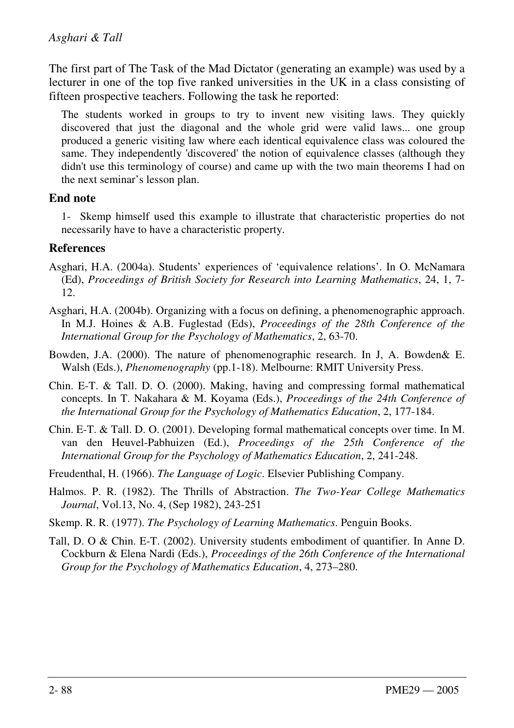The first part of The Task of the Mad Dictator (generating an example) was used by a lecturer in one of the top five ranked universities in the UK in a class consisting of fifteen prospective teachers. Following the task he reported:

> The students worked in groups to try to invent new visiting laws. They quickly discovered that just the diagonal and the whole grid were valid laws... one group produced a generic visiting law where each identical equivalence class was coloured the same. They independently 'discovered' the notion of equivalence classes (although they didn't use this terminology of course) and came up with the two main theorems I had on the next seminar's lesson plan.

## End note

1- Skemp himself used this example to illustrate that characteristic properties do not necessarily have to have a characteristic property.

## References

Asghari, H.A. (2004a). Students' experiences of 'equivalence relations'. In O. McNamara (Ed), *Proceedings of British Society for Research into Learning Mathematics*, 24, 1, 7-12.

Asghari, H.A. (2004b). Organizing with a focus on defining, a phenomenographic approach. In M.J. Hoines & A.B. Fuglestad (Eds), *Proceedings of the 28th Conference of the International Group for the Psychology of Mathematics*, 2, 63-70.

Bowden, J.A. (2000). The nature of phenomenographic research. In J, A. Bowden& E. Walsh (Eds.), *Phenomenography* (pp.1-18). Melbourne: RMIT University Press.

Chin. E-T. & Tall. D. O. (2000). Making, having and compressing formal mathematical concepts. In T. Nakahara & M. Koyama (Eds.), *Proceedings of the 24th Conference of the International Group for the Psychology of Mathematics Education*, 2, 177-184.

Chin. E-T. & Tall. D. O. (2001). Developing formal mathematical concepts over time. In M. van den Heuvel-Pabhuizen (Ed.), *Proceedings of the 25th Conference of the International Group for the Psychology of Mathematics Education*, 2, 241-248.

Freudenthal, H. (1966). *The Language of Logic*. Elsevier Publishing Company.

Halmos. P. R. (1982). The Thrills of Abstraction. *The Two-Year College Mathematics Journal*, Vol.13, No. 4, (Sep 1982), 243-251

Skemp. R. R. (1977). *The Psychology of Learning Mathematics*. Penguin Books.

Tall, D. O & Chin. E-T. (2002). University students embodiment of quantifier. In Anne D. Cockburn & Elena Nardi (Eds.), *Proceedings of the 26th Conference of the International Group for the Psychology of Mathematics Education*, 4, 273–280.